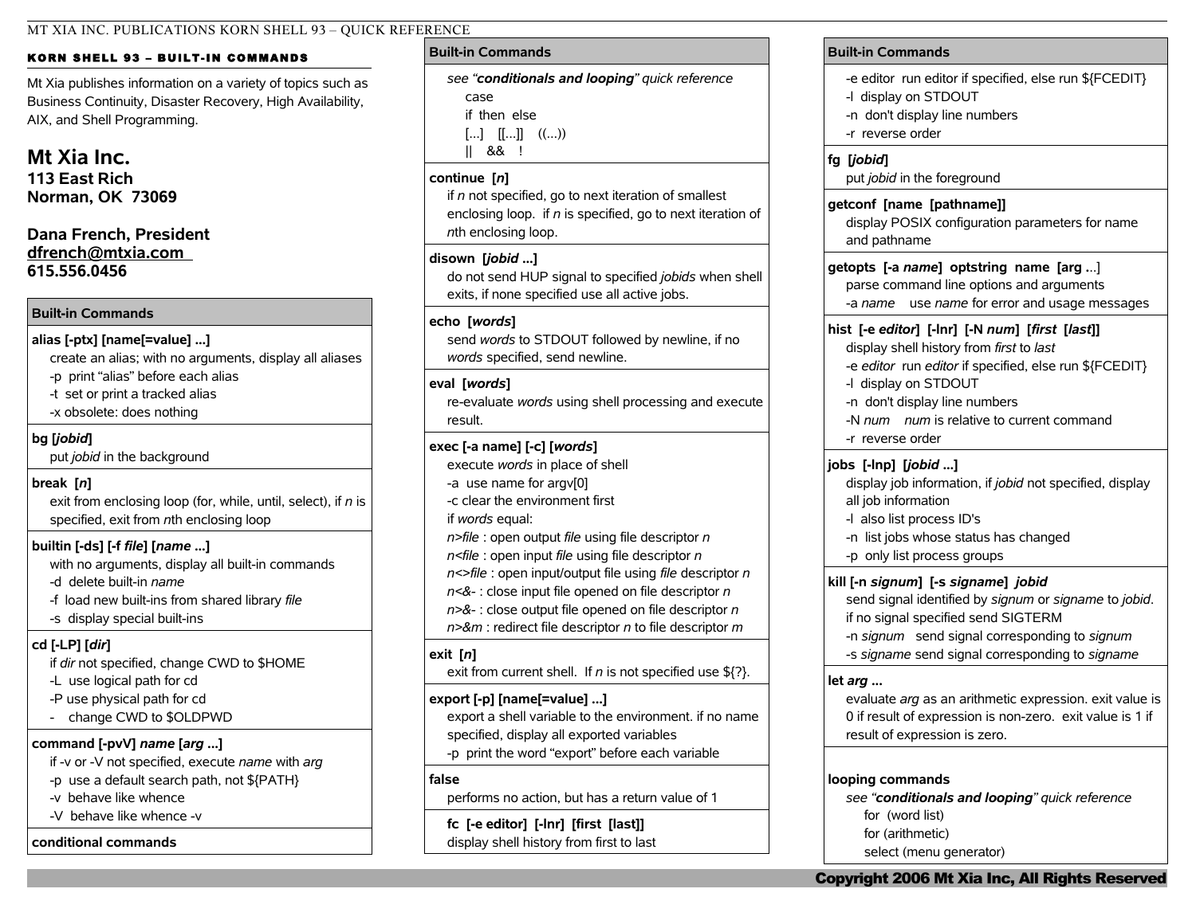## KORN SHELL 93 – BUILT-IN COMMANDS

Mt Xia publishes information on a variety of topics such as Business Continuity, Disaster Recovery, High Availability, AIX, and Shell Programming.

**Mt Xia Inc.**
**113 East Rich**
**Norman, OK 73069**

**Dana French, President**
**dfrench@mtxia.com**
**615.556.0456**

### Built-in Commands

**alias [-ptx] [name[=value] ...]**
create an alias; with no arguments, display all aliases
-p print "alias" before each alias
-t set or print a tracked alias
-x obsolete: does nothing

**bg [*jobid*]**
put *jobid* in the background

**break [*n*]**
exit from enclosing loop (for, while, until, select), if *n* is specified, exit from *n*th enclosing loop

**builtin [-ds] [-f *file*] [*name* ...]**
with no arguments, display all built-in commands
-d delete built-in *name*
-f load new built-ins from shared library *file*
-s display special built-ins

**cd [-LP] [*dir*]**
if *dir* not specified, change CWD to $HOME
-L use logical path for cd
-P use physical path for cd
- change CWD to $OLDPWD

**command [-pvV] *name* [*arg* ...]**
if -v or -V not specified, execute *name* with *arg*
-p use a default search path, not ${PATH}
-v behave like whence
-V behave like whence -v

**conditional commands**
see "***conditionals and looping***" *quick reference*
case
if then else
[...] [[...]] ((...))
|| && !

**continue [*n*]**
if *n* not specified, go to next iteration of smallest enclosing loop. if *n* is specified, go to next iteration of *n*th enclosing loop.

**disown [*jobid* ...]**
do not send HUP signal to specified *jobids* when shell exits, if none specified use all active jobs.

**echo [*words*]**
send *words* to STDOUT followed by newline, if no *words* specified, send newline.

**eval [*words*]**
re-evaluate *words* using shell processing and execute result.

**exec [-a name] [-c] [*words*]**
execute *words* in place of shell
-a use name for argv[0]
-c clear the environment first
if *words* equal:
*n>file* : open output *file* using file descriptor *n*
*n<file* : open input *file* using file descriptor *n*
*n<>file* : open input/output file using *file* descriptor *n*
*n<&-* : close input file opened on file descriptor *n*
*n>&-* : close output file opened on file descriptor *n*
*n>&m* : redirect file descriptor *n* to file descriptor *m*

**exit [*n*]**
exit from current shell. If *n* is not specified use ${?}.

**export [-p] [name[=value] ...]**
export a shell variable to the environment. if no name specified, display all exported variables
-p print the word "export" before each variable

**false**
performs no action, but has a return value of 1

**fc [-e editor] [-lnr] [first [last]]**
display shell history from first to last
-e editor run editor if specified, else run ${FCEDIT}
-l display on STDOUT
-n don't display line numbers
-r reverse order

**fg [*jobid*]**
put *jobid* in the foreground

**getconf [name [pathname]]**
display POSIX configuration parameters for name and pathname

**getopts [-a *name*] optstring name [arg ...]**
parse command line options and arguments
-a *name* use *name* for error and usage messages

**hist [-e *editor*] [-lnr] [-N *num*] [*first* [*last*]]**
display shell history from *first* to *last*
-e *editor* run *editor* if specified, else run ${FCEDIT}
-l display on STDOUT
-n don't display line numbers
-N *num* *num* is relative to current command
-r reverse order

**jobs [-lnp] [*jobid* ...]**
display job information, if *jobid* not specified, display all job information
-l also list process ID's
-n list jobs whose status has changed
-p only list process groups

**kill [-n *signum*] [-s *signame*] *jobid***
send signal identified by *signum* or *signame* to *jobid*. if no signal specified send SIGTERM
-n *signum* send signal corresponding to *signum*
-s *signame* send signal corresponding to *signame*

**let *arg* ...**
evaluate *arg* as an arithmetic expression. exit value is 0 if result of expression is non-zero. exit value is 1 if result of expression is zero.

**looping commands**
see "***conditionals and looping***" *quick reference*
for (word list)
for (arithmetic)
select (menu generator)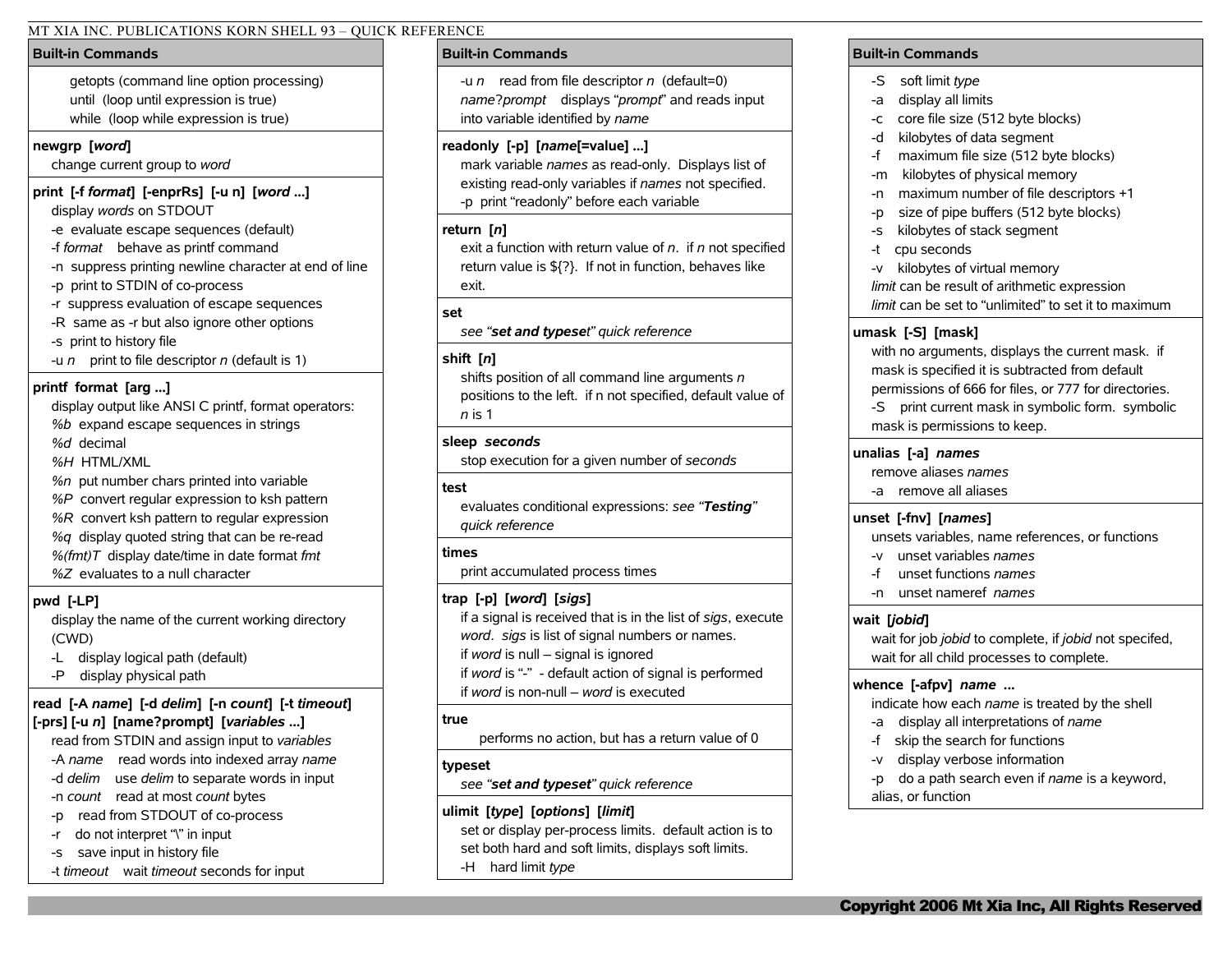## Built-in Commands

getopts (command line option processing)
until (loop until expression is true)
while (loop while expression is true)

**newgrp [*word*]**
change current group to *word*

**print [-f *format*] [-enprRs] [-u n] [*word* ...]**
display *words* on STDOUT
-e evaluate escape sequences (default)
-f *format* behave as printf command
-n suppress printing newline character at end of line
-p print to STDIN of co-process
-r suppress evaluation of escape sequences
-R same as -r but also ignore other options
-s print to history file
-u *n* print to file descriptor *n* (default is 1)

**printf format [arg ...]**
display output like ANSI C printf, format operators:
*%b* expand escape sequences in strings
*%d* decimal
*%H* HTML/XML
*%n* put number chars printed into variable
*%P* convert regular expression to ksh pattern
*%R* convert ksh pattern to regular expression
*%q* display quoted string that can be re-read
*%(fmt)T* display date/time in date format *fmt*
*%Z* evaluates to a null character

**pwd [-LP]**
display the name of the current working directory (CWD)
-L display logical path (default)
-P display physical path

**read [-A *name*] [-d *delim*] [-n *count*] [-t *timeout*] [-prs] [-u *n*] [name?prompt] [*variables* ...]**
read from STDIN and assign input to *variables*
-A *name* read words into indexed array *name*
-d *delim* use *delim* to separate words in input
-n *count* read at most *count* bytes
-p read from STDOUT of co-process
-r do not interpret "\" in input
-s save input in history file
-t *timeout* wait *timeout* seconds for input
-u *n* read from file descriptor *n* (default=0)
*name*?*prompt* displays "*prompt*" and reads input into variable identified by *name*

**readonly [-p] [*name*[=value] ...]**
mark variable *names* as read-only. Displays list of existing read-only variables if *names* not specified.
-p print "readonly" before each variable

**return [*n*]**
exit a function with return value of *n*. if *n* not specified return value is ${?}. If not in function, behaves like exit.

**set**
*see "**set and typeset**" quick reference*

**shift [*n*]**
shifts position of all command line arguments *n* positions to the left. if n not specified, default value of *n* is 1

**sleep *seconds***
stop execution for a given number of *seconds*

**test**
evaluates conditional expressions: *see "**Testing**" quick reference*

**times**
print accumulated process times

**trap [-p] [*word*] [*sigs*]**
if a signal is received that is in the list of *sigs*, execute *word*. *sigs* is list of signal numbers or names.
if *word* is null – signal is ignored
if *word* is "-" - default action of signal is performed
if *word* is non-null – *word* is executed

**true**
performs no action, but has a return value of 0

**typeset**
*see "**set and typeset**" quick reference*

**ulimit [*type*] [*options*] [*limit*]**
set or display per-process limits. default action is to set both hard and soft limits, displays soft limits.
-H hard limit *type*
-S soft limit *type*
-a display all limits
-c core file size (512 byte blocks)
-d kilobytes of data segment
-f maximum file size (512 byte blocks)
-m kilobytes of physical memory
-n maximum number of file descriptors +1
-p size of pipe buffers (512 byte blocks)
-s kilobytes of stack segment
-t cpu seconds
-v kilobytes of virtual memory
*limit* can be result of arithmetic expression
*limit* can be set to "unlimited" to set it to maximum

**umask [-S] [mask]**
with no arguments, displays the current mask. if mask is specified it is subtracted from default permissions of 666 for files, or 777 for directories.
-S print current mask in symbolic form. symbolic mask is permissions to keep.

**unalias [-a] *names***
remove aliases *names*
-a remove all aliases

**unset [-fnv] [*names*]**
unsets variables, name references, or functions
-v unset variables *names*
-f unset functions *names*
-n unset nameref *names*

**wait [*jobid*]**
wait for job *jobid* to complete, if *jobid* not specifed, wait for all child processes to complete.

**whence [-afpv] *name* ...**
indicate how each *name* is treated by the shell
-a display all interpretations of *name*
-f skip the search for functions
-v display verbose information
-p do a path search even if *name* is a keyword, alias, or function

**Copyright 2006 Mt Xia Inc, All Rights Reserved**